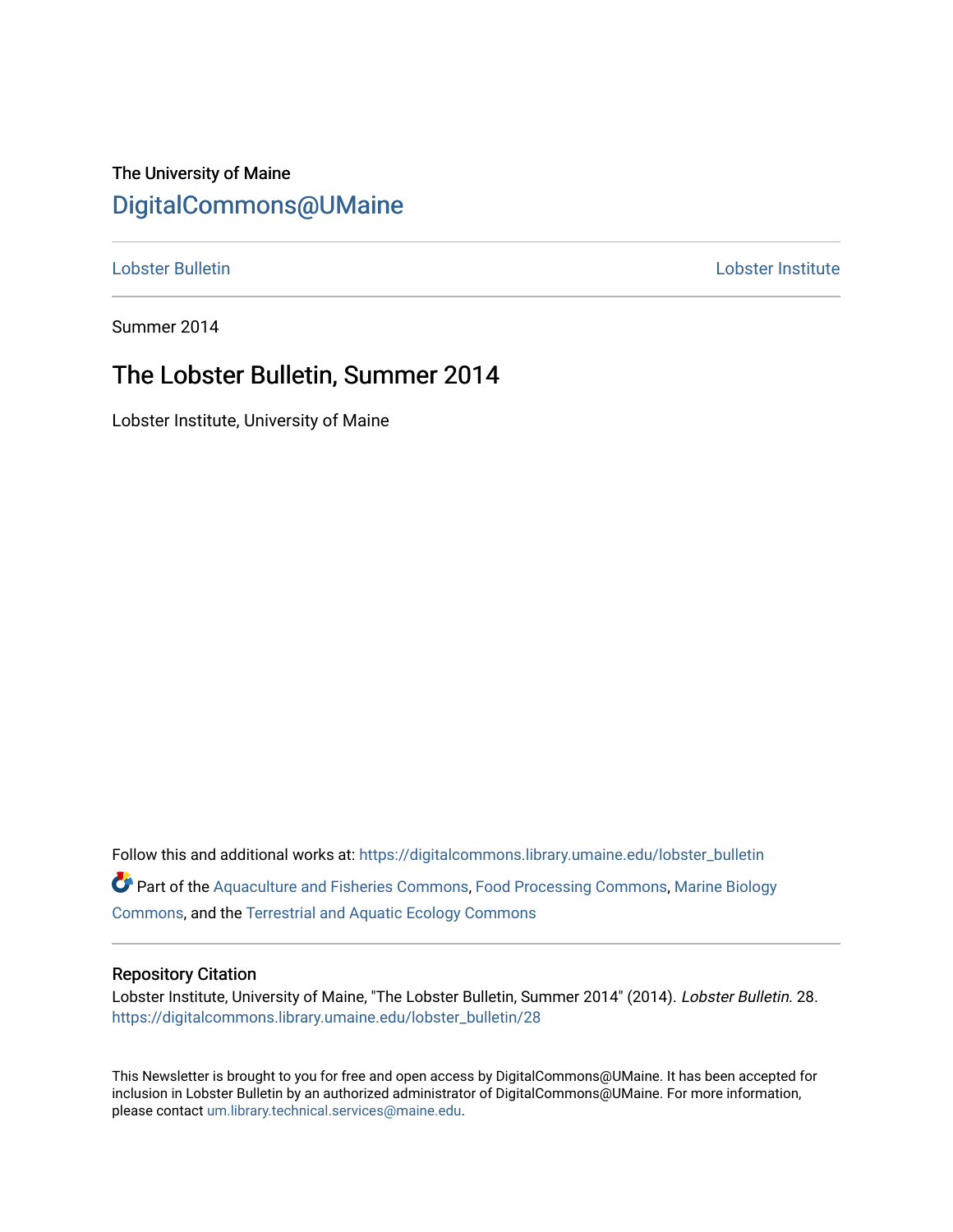The University of Maine

DigitalCommons@UMaine

Lobster Bulletin | Lobster Institute

Summer 2014

# The Lobster Bulletin, Summer 2014

Lobster Institute, University of Maine

Follow this and additional works at: https://digitalcommons.library.umaine.edu/lobster_bulletin

Part of the Aquaculture and Fisheries Commons, Food Processing Commons, Marine Biology Commons, and the Terrestrial and Aquatic Ecology Commons

## Repository Citation

Lobster Institute, University of Maine, "The Lobster Bulletin, Summer 2014" (2014). *Lobster Bulletin*. 28.
https://digitalcommons.library.umaine.edu/lobster_bulletin/28

This Newsletter is brought to you for free and open access by DigitalCommons@UMaine. It has been accepted for inclusion in Lobster Bulletin by an authorized administrator of DigitalCommons@UMaine. For more information, please contact um.library.technical.services@maine.edu.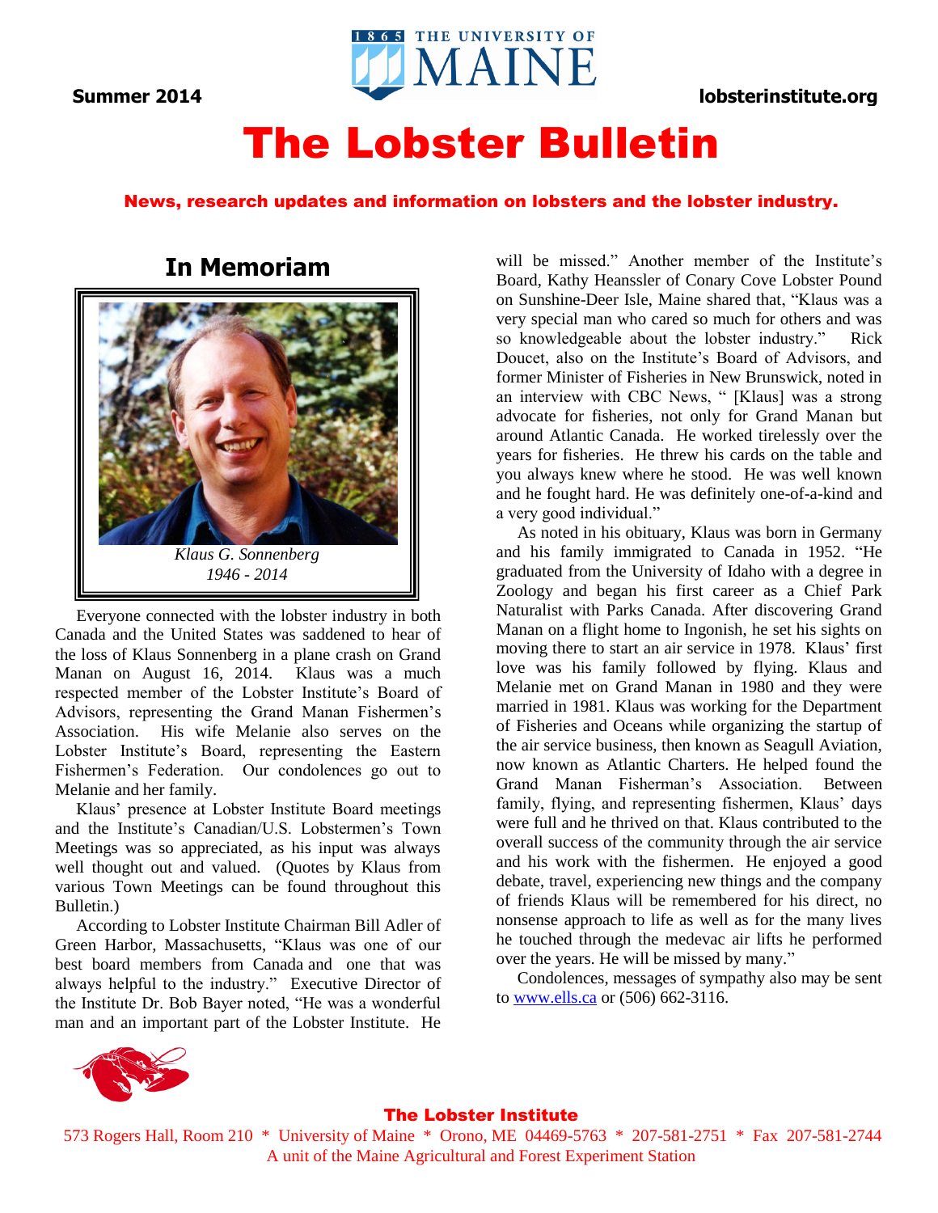Summer 2014 **THE UNIVERSITY OF MAINE** lobsterinstitute.org

# The Lobster Bulletin

**News, research updates and information on lobsters and the lobster industry.**

## In Memoriam

*Klaus G. Sonnenberg*
*1946 - 2014*

Everyone connected with the lobster industry in both Canada and the United States was saddened to hear of the loss of Klaus Sonnenberg in a plane crash on Grand Manan on August 16, 2014. Klaus was a much respected member of the Lobster Institute's Board of Advisors, representing the Grand Manan Fishermen's Association. His wife Melanie also serves on the Lobster Institute's Board, representing the Eastern Fishermen's Federation. Our condolences go out to Melanie and her family.

Klaus' presence at Lobster Institute Board meetings and the Institute's Canadian/U.S. Lobstermen's Town Meetings was so appreciated, as his input was always well thought out and valued. (Quotes by Klaus from various Town Meetings can be found throughout this Bulletin.)

According to Lobster Institute Chairman Bill Adler of Green Harbor, Massachusetts, "Klaus was one of our best board members from Canada and one that was always helpful to the industry." Executive Director of the Institute Dr. Bob Bayer noted, "He was a wonderful man and an important part of the Lobster Institute. He will be missed." Another member of the Institute's Board, Kathy Heanssler of Conary Cove Lobster Pound on Sunshine-Deer Isle, Maine shared that, "Klaus was a very special man who cared so much for others and was so knowledgeable about the lobster industry." Rick Doucet, also on the Institute's Board of Advisors, and former Minister of Fisheries in New Brunswick, noted in an interview with CBC News, " [Klaus] was a strong advocate for fisheries, not only for Grand Manan but around Atlantic Canada. He worked tirelessly over the years for fisheries. He threw his cards on the table and you always knew where he stood. He was well known and he fought hard. He was definitely one-of-a-kind and a very good individual."

As noted in his obituary, Klaus was born in Germany and his family immigrated to Canada in 1952. "He graduated from the University of Idaho with a degree in Zoology and began his first career as a Chief Park Naturalist with Parks Canada. After discovering Grand Manan on a flight home to Ingonish, he set his sights on moving there to start an air service in 1978. Klaus' first love was his family followed by flying. Klaus and Melanie met on Grand Manan in 1980 and they were married in 1981. Klaus was working for the Department of Fisheries and Oceans while organizing the startup of the air service business, then known as Seagull Aviation, now known as Atlantic Charters. He helped found the Grand Manan Fisherman's Association. Between family, flying, and representing fishermen, Klaus' days were full and he thrived on that. Klaus contributed to the overall success of the community through the air service and his work with the fishermen. He enjoyed a good debate, travel, experiencing new things and the company of friends Klaus will be remembered for his direct, no nonsense approach to life as well as for the many lives he touched through the medevac air lifts he performed over the years. He will be missed by many."

Condolences, messages of sympathy also may be sent to www.ells.ca or (506) 662-3116.

**The Lobster Institute**
573 Rogers Hall, Room 210 * University of Maine * Orono, ME 04469-5763 * 207-581-2751 * Fax 207-581-2744
A unit of the Maine Agricultural and Forest Experiment Station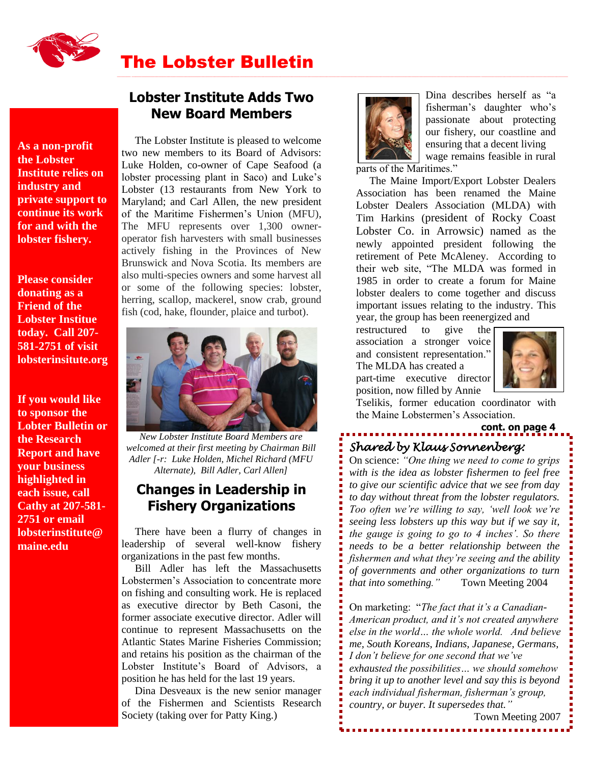# The Lobster Bulletin

**As a non-profit the Lobster Institute relies on industry and private support to continue its work for and with the lobster fishery.**

**Please consider donating as a Friend of the Lobster Institue today. Call 207-581-2751 of visit lobsterinsitute.org**

**If you would like to sponsor the Lobter Bulletin or the Research Report and have your business highlighted in each issue, call Cathy at 207-581-2751 or email lobsterinstitute@ maine.edu**

## Lobster Institute Adds Two New Board Members

The Lobster Institute is pleased to welcome two new members to its Board of Advisors: Luke Holden, co-owner of Cape Seafood (a lobster processing plant in Saco) and Luke's Lobster (13 restaurants from New York to Maryland; and Carl Allen, the new president of the Maritime Fishermen's Union (MFU), The MFU represents over 1,300 owner-operator fish harvesters with small businesses actively fishing in the Provinces of New Brunswick and Nova Scotia. Its members are also multi-species owners and some harvest all or some of the following species: lobster, herring, scallop, mackerel, snow crab, ground fish (cod, hake, flounder, plaice and turbot).

*New Lobster Institute Board Members are welcomed at their first meeting by Chairman Bill Adler [-r: Luke Holden, Michel Richard (MFU Alternate), Bill Adler, Carl Allen]*

## Changes in Leadership in Fishery Organizations

There have been a flurry of changes in leadership of several well-know fishery organizations in the past few months.

Bill Adler has left the Massachusetts Lobstermen's Association to concentrate more on fishing and consulting work. He is replaced as executive director by Beth Casoni, the former associate executive director. Adler will continue to represent Massachusetts on the Atlantic States Marine Fisheries Commission; and retains his position as the chairman of the Lobster Institute's Board of Advisors, a position he has held for the last 19 years.

Dina Desveaux is the new senior manager of the Fishermen and Scientists Research Society (taking over for Patty King.) Dina describes herself as "a fisherman's daughter who's passionate about protecting our fishery, our coastline and ensuring that a decent living wage remains feasible in rural parts of the Maritimes."

The Maine Import/Export Lobster Dealers Association has been renamed the Maine Lobster Dealers Association (MLDA) with Tim Harkins (president of Rocky Coast Lobster Co. in Arrowsic) named as the newly appointed president following the retirement of Pete McAleney. According to their web site, "The MLDA was formed in 1985 in order to create a forum for Maine lobster dealers to come together and discuss important issues relating to the industry. This year, the group has been reenergized and restructured to give the association a stronger voice and consistent representation." The MLDA has created a part-time executive director position, now filled by Annie Tselikis, former education coordinator with the Maine Lobstermen's Association.

**cont. on page 4**

---

*Shared by Klaus Sonnenberg:*

On science: *"One thing we need to come to grips with is the idea as lobster fishermen to feel free to give our scientific advice that we see from day to day without threat from the lobster regulators. Too often we're willing to say, 'well look we're seeing less lobsters up this way but if we say it, the gauge is going to go to 4 inches'. So there needs to be a better relationship between the fishermen and what they're seeing and the ability of governments and other organizations to turn that into something."* Town Meeting 2004

On marketing: "*The fact that it's a Canadian-American product, and it's not created anywhere else in the world… the whole world. And believe me, South Koreans, Indians, Japanese, Germans, I don't believe for one second that we've exhausted the possibilities… we should somehow bring it up to another level and say this is beyond each individual fisherman, fisherman's group, country, or buyer. It supersedes that."* Town Meeting 2007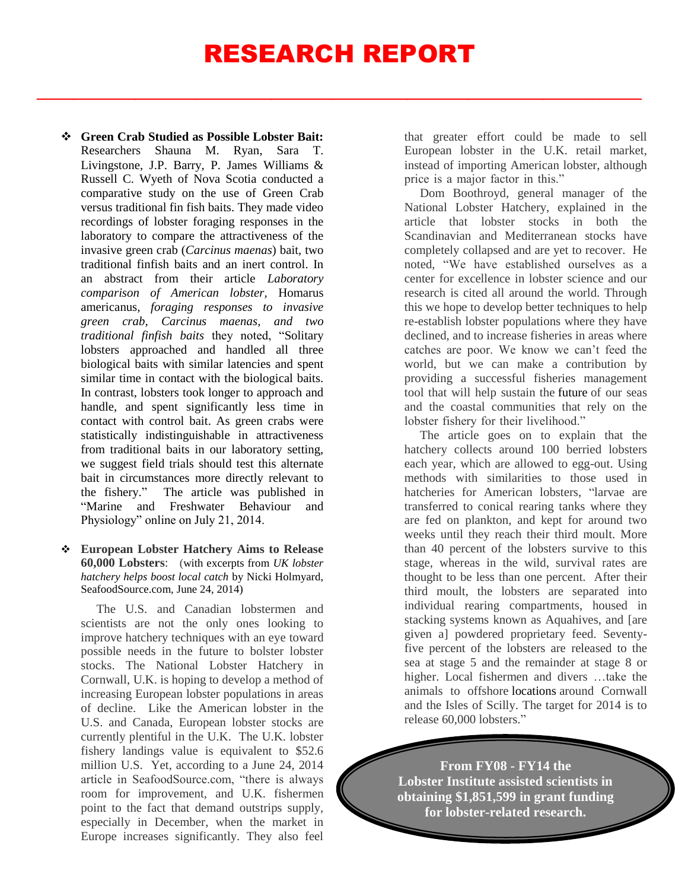# RESEARCH REPORT

- **Green Crab Studied as Possible Lobster Bait:** Researchers Shauna M. Ryan, Sara T. Livingstone, J.P. Barry, P. James Williams & Russell C. Wyeth of Nova Scotia conducted a comparative study on the use of Green Crab versus traditional fin fish baits. They made video recordings of lobster foraging responses in the laboratory to compare the attractiveness of the invasive green crab (*Carcinus maenas*) bait, two traditional finfish baits and an inert control. In an abstract from their article *Laboratory comparison of American lobster,* Homarus americanus*, foraging responses to invasive green crab, Carcinus maenas, and two traditional finfish baits* they noted, "Solitary lobsters approached and handled all three biological baits with similar latencies and spent similar time in contact with the biological baits. In contrast, lobsters took longer to approach and handle, and spent significantly less time in contact with control bait. As green crabs were statistically indistinguishable in attractiveness from traditional baits in our laboratory setting, we suggest field trials should test this alternate bait in circumstances more directly relevant to the fishery." The article was published in "Marine and Freshwater Behaviour and Physiology" online on July 21, 2014.

- **European Lobster Hatchery Aims to Release 60,000 Lobsters**: (with excerpts from *UK lobster hatchery helps boost local catch* by Nicki Holmyard, SeafoodSource.com, June 24, 2014)

  The U.S. and Canadian lobstermen and scientists are not the only ones looking to improve hatchery techniques with an eye toward possible needs in the future to bolster lobster stocks. The National Lobster Hatchery in Cornwall, U.K. is hoping to develop a method of increasing European lobster populations in areas of decline. Like the American lobster in the U.S. and Canada, European lobster stocks are currently plentiful in the U.K. The U.K. lobster fishery landings value is equivalent to $52.6 million U.S. Yet, according to a June 24, 2014 article in SeafoodSource.com, "there is always room for improvement, and U.K. fishermen point to the fact that demand outstrips supply, especially in December, when the market in Europe increases significantly. They also feel that greater effort could be made to sell European lobster in the U.K. retail market, instead of importing American lobster, although price is a major factor in this."

  Dom Boothroyd, general manager of the National Lobster Hatchery, explained in the article that lobster stocks in both the Scandinavian and Mediterranean stocks have completely collapsed and are yet to recover. He noted, "We have established ourselves as a center for excellence in lobster science and our research is cited all around the world. Through this we hope to develop better techniques to help re-establish lobster populations where they have declined, and to increase fisheries in areas where catches are poor. We know we can't feed the world, but we can make a contribution by providing a successful fisheries management tool that will help sustain the future of our seas and the coastal communities that rely on the lobster fishery for their livelihood."

  The article goes on to explain that the hatchery collects around 100 berried lobsters each year, which are allowed to egg-out. Using methods with similarities to those used in hatcheries for American lobsters, "larvae are transferred to conical rearing tanks where they are fed on plankton, and kept for around two weeks until they reach their third moult. More than 40 percent of the lobsters survive to this stage, whereas in the wild, survival rates are thought to be less than one percent. After their third moult, the lobsters are separated into individual rearing compartments, housed in stacking systems known as Aquahives, and [are given a] powdered proprietary feed. Seventy-five percent of the lobsters are released to the sea at stage 5 and the remainder at stage 8 or higher. Local fishermen and divers …take the animals to offshore locations around Cornwall and the Isles of Scilly. The target for 2014 is to release 60,000 lobsters."

**From FY08 - FY14 the Lobster Institute assisted scientists in obtaining $1,851,599 in grant funding for lobster-related research.**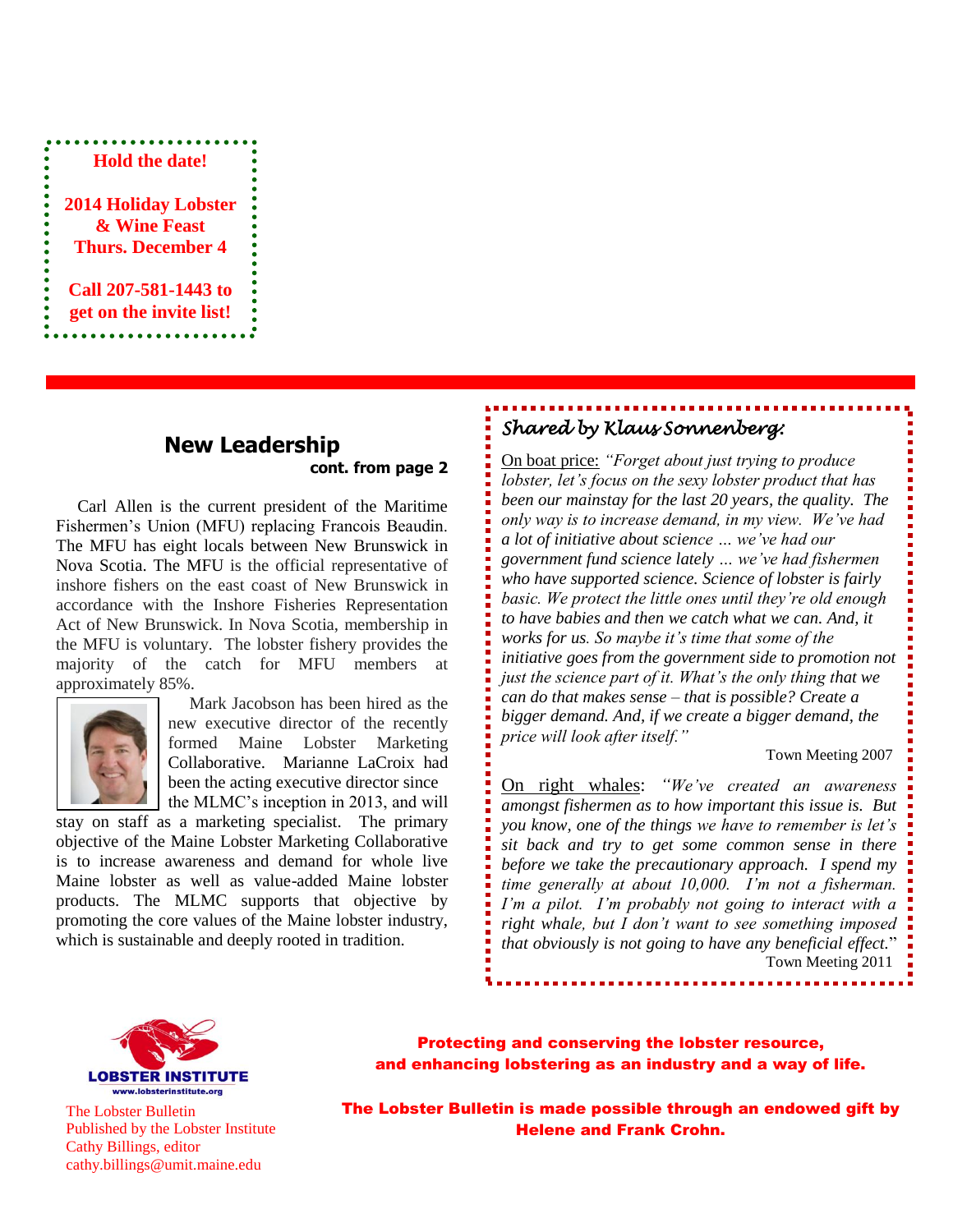**Hold the date!**

**2014 Holiday Lobster & Wine Feast**
**Thurs. December 4**

**Call 207-581-1443 to get on the invite list!**

## New Leadership

**cont. from page 2**

Carl Allen is the current president of the Maritime Fishermen's Union (MFU) replacing Francois Beaudin. The MFU has eight locals between New Brunswick in Nova Scotia. The MFU is the official representative of inshore fishers on the east coast of New Brunswick in accordance with the Inshore Fisheries Representation Act of New Brunswick. In Nova Scotia, membership in the MFU is voluntary. The lobster fishery provides the majority of the catch for MFU members at approximately 85%.

Mark Jacobson has been hired as the new executive director of the recently formed Maine Lobster Marketing Collaborative. Marianne LaCroix had been the acting executive director since the MLMC's inception in 2013, and will stay on staff as a marketing specialist. The primary objective of the Maine Lobster Marketing Collaborative is to increase awareness and demand for whole live Maine lobster as well as value-added Maine lobster products. The MLMC supports that objective by promoting the core values of the Maine lobster industry, which is sustainable and deeply rooted in tradition.

### *Shared by Klaus Sonnenberg:*

On boat price: *"Forget about just trying to produce lobster, let's focus on the sexy lobster product that has been our mainstay for the last 20 years, the quality. The only way is to increase demand, in my view. We've had a lot of initiative about science … we've had our government fund science lately … we've had fishermen who have supported science. Science of lobster is fairly basic. We protect the little ones until they're old enough to have babies and then we catch what we can. And, it works for us. So maybe it's time that some of the initiative goes from the government side to promotion not just the science part of it. What's the only thing that we can do that makes sense – that is possible? Create a bigger demand. And, if we create a bigger demand, the price will look after itself."*

Town Meeting 2007

On right whales: *"We've created an awareness amongst fishermen as to how important this issue is. But you know, one of the things we have to remember is let's sit back and try to get some common sense in there before we take the precautionary approach. I spend my time generally at about 10,000. I'm not a fisherman. I'm a pilot. I'm probably not going to interact with a right whale, but I don't want to see something imposed that obviously is not going to have any beneficial effect.*"

Town Meeting 2011

**Protecting and conserving the lobster resource, and enhancing lobstering as an industry and a way of life.**

**The Lobster Bulletin is made possible through an endowed gift by Helene and Frank Crohn.**

LOBSTER INSTITUTE
www.lobsterinstitute.org

The Lobster Bulletin
Published by the Lobster Institute
Cathy Billings, editor
cathy.billings@umit.maine.edu